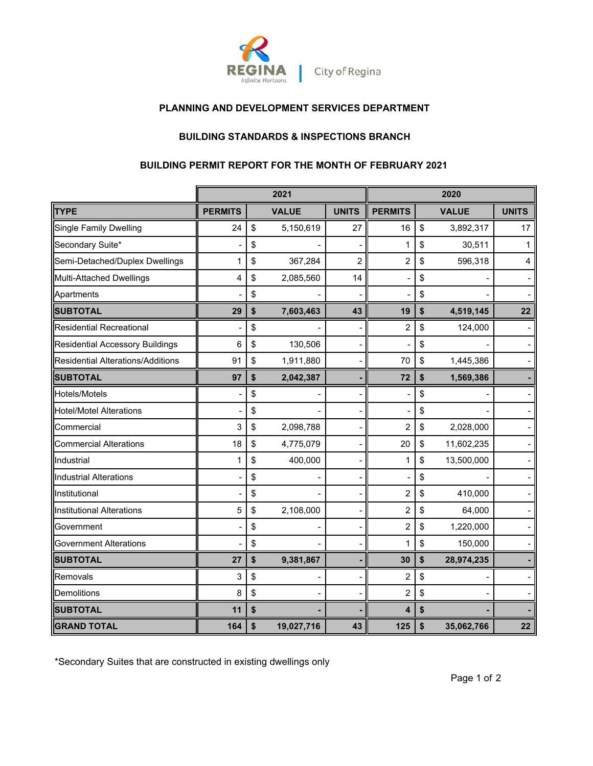City of Regina

**PLANNING AND DEVELOPMENT SERVICES DEPARTMENT**

**BUILDING STANDARDS & INSPECTIONS BRANCH**

**BUILDING PERMIT REPORT FOR THE MONTH OF FEBRUARY 2021**

| | 2021 | | | 2020 | | |
|---|---|---|---|---|---|---|
| **TYPE** | **PERMITS** | **VALUE** | **UNITS** | **PERMITS** | **VALUE** | **UNITS** |
| Single Family Dwelling | 24 | $ 5,150,619 | 27 | 16 | $ 3,892,317 | 17 |
| Secondary Suite* | - | $ - | - | 1 | $ 30,511 | 1 |
| Semi-Detached/Duplex Dwellings | 1 | $ 367,284 | 2 | 2 | $ 596,318 | 4 |
| Multi-Attached Dwellings | 4 | $ 2,085,560 | 14 | - | $ - | - |
| Apartments | - | $ - | - | - | $ - | - |
| **SUBTOTAL** | **29** | **$ 7,603,463** | **43** | **19** | **$ 4,519,145** | **22** |
| Residential Recreational | - | $ - | - | 2 | $ 124,000 | - |
| Residential Accessory Buildings | 6 | $ 130,506 | - | - | $ - | - |
| Residential Alterations/Additions | 91 | $ 1,911,880 | - | 70 | $ 1,445,386 | - |
| **SUBTOTAL** | **97** | **$ 2,042,387** | **-** | **72** | **$ 1,569,386** | **-** |
| Hotels/Motels | - | $ - | - | - | $ - | - |
| Hotel/Motel Alterations | - | $ - | - | - | $ - | - |
| Commercial | 3 | $ 2,098,788 | - | 2 | $ 2,028,000 | - |
| Commercial Alterations | 18 | $ 4,775,079 | - | 20 | $ 11,602,235 | - |
| Industrial | 1 | $ 400,000 | - | 1 | $ 13,500,000 | - |
| Industrial Alterations | - | $ - | - | - | $ - | - |
| Institutional | - | $ - | - | 2 | $ 410,000 | - |
| Institutional Alterations | 5 | $ 2,108,000 | - | 2 | $ 64,000 | - |
| Government | - | $ - | - | 2 | $ 1,220,000 | - |
| Government Alterations | - | $ - | - | 1 | $ 150,000 | - |
| **SUBTOTAL** | **27** | **$ 9,381,867** | **-** | **30** | **$ 28,974,235** | **-** |
| Removals | 3 | $ - | - | 2 | $ - | - |
| Demolitions | 8 | $ - | - | 2 | $ - | - |
| **SUBTOTAL** | **11** | **$ -** | **-** | **4** | **$ -** | **-** |
| **GRAND TOTAL** | **164** | **$ 19,027,716** | **43** | **125** | **$ 35,062,766** | **22** |

*Secondary Suites that are constructed in existing dwellings only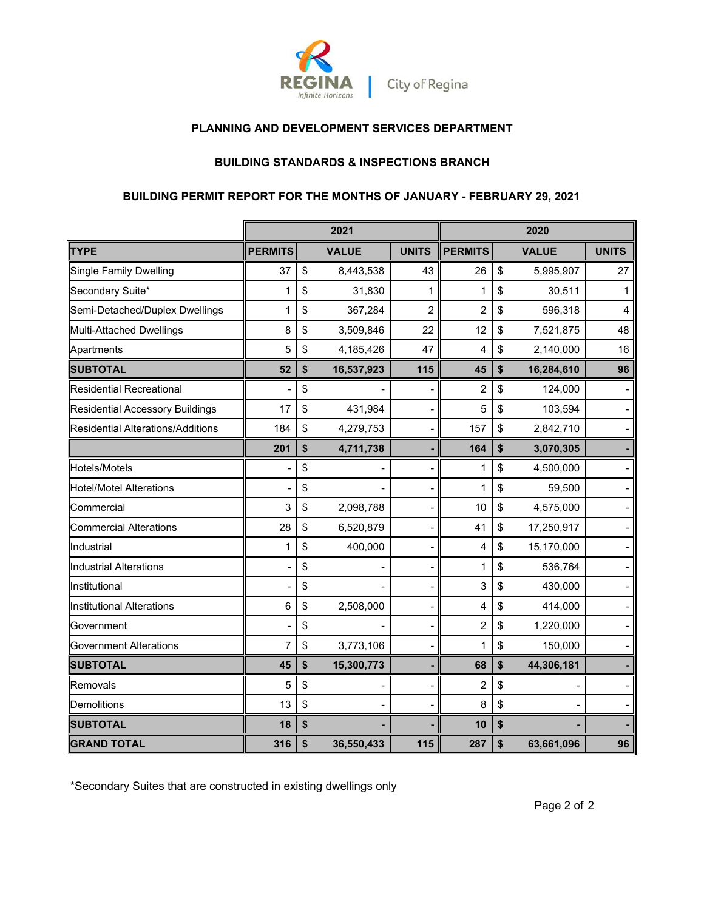**PLANNING AND DEVELOPMENT SERVICES DEPARTMENT**

**BUILDING STANDARDS & INSPECTIONS BRANCH**

**BUILDING PERMIT REPORT FOR THE MONTHS OF JANUARY - FEBRUARY 29, 2021**

| | 2021 | | | 2020 | | |
|---|---|---|---|---|---|---|
| **TYPE** | **PERMITS** | **VALUE** | **UNITS** | **PERMITS** | **VALUE** | **UNITS** |
| Single Family Dwelling | 37 | $ 8,443,538 | 43 | 26 | $ 5,995,907 | 27 |
| Secondary Suite* | 1 | $ 31,830 | 1 | 1 | $ 30,511 | 1 |
| Semi-Detached/Duplex Dwellings | 1 | $ 367,284 | 2 | 2 | $ 596,318 | 4 |
| Multi-Attached Dwellings | 8 | $ 3,509,846 | 22 | 12 | $ 7,521,875 | 48 |
| Apartments | 5 | $ 4,185,426 | 47 | 4 | $ 2,140,000 | 16 |
| **SUBTOTAL** | **52** | **$ 16,537,923** | **115** | **45** | **$ 16,284,610** | **96** |
| Residential Recreational | - | $ - | - | 2 | $ 124,000 | - |
| Residential Accessory Buildings | 17 | $ 431,984 | - | 5 | $ 103,594 | - |
| Residential Alterations/Additions | 184 | $ 4,279,753 | - | 157 | $ 2,842,710 | - |
| | **201** | **$ 4,711,738** | **-** | **164** | **$ 3,070,305** | **-** |
| Hotels/Motels | - | $ - | - | 1 | $ 4,500,000 | - |
| Hotel/Motel Alterations | - | $ - | - | 1 | $ 59,500 | - |
| Commercial | 3 | $ 2,098,788 | - | 10 | $ 4,575,000 | - |
| Commercial Alterations | 28 | $ 6,520,879 | - | 41 | $ 17,250,917 | - |
| Industrial | 1 | $ 400,000 | - | 4 | $ 15,170,000 | - |
| Industrial Alterations | - | $ - | - | 1 | $ 536,764 | - |
| Institutional | - | $ - | - | 3 | $ 430,000 | - |
| Institutional Alterations | 6 | $ 2,508,000 | - | 4 | $ 414,000 | - |
| Government | - | $ - | - | 2 | $ 1,220,000 | - |
| Government Alterations | 7 | $ 3,773,106 | - | 1 | $ 150,000 | - |
| **SUBTOTAL** | **45** | **$ 15,300,773** | **-** | **68** | **$ 44,306,181** | **-** |
| Removals | 5 | $ - | - | 2 | $ - | - |
| Demolitions | 13 | $ - | - | 8 | $ - | - |
| **SUBTOTAL** | **18** | **$ -** | **-** | **10** | **$ -** | **-** |
| **GRAND TOTAL** | **316** | **$ 36,550,433** | **115** | **287** | **$ 63,661,096** | **96** |

*Secondary Suites that are constructed in existing dwellings only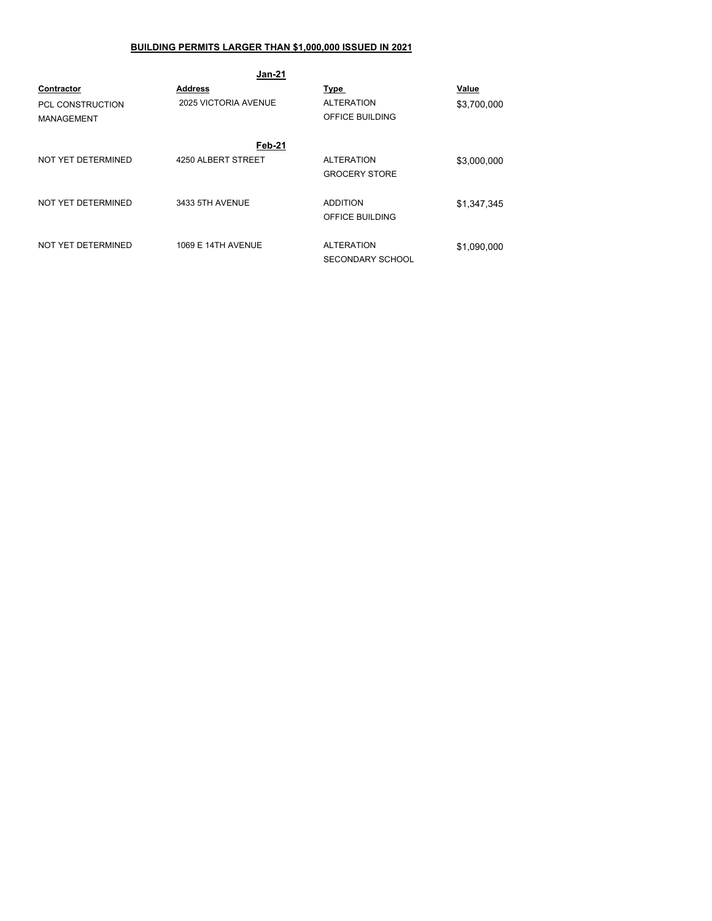**BUILDING PERMITS LARGER THAN $1,000,000 ISSUED IN 2021**

**Jan-21**

| Contractor | Address | Type | Value |
|---|---|---|---|
| PCL CONSTRUCTION MANAGEMENT | 2025 VICTORIA AVENUE | ALTERATION OFFICE BUILDING | $3,700,000 |

**Feb-21**

| Contractor | Address | Type | Value |
|---|---|---|---|
| NOT YET DETERMINED | 4250 ALBERT STREET | ALTERATION GROCERY STORE | $3,000,000 |
| NOT YET DETERMINED | 3433 5TH AVENUE | ADDITION OFFICE BUILDING | $1,347,345 |
| NOT YET DETERMINED | 1069 E 14TH AVENUE | ALTERATION SECONDARY SCHOOL | $1,090,000 |